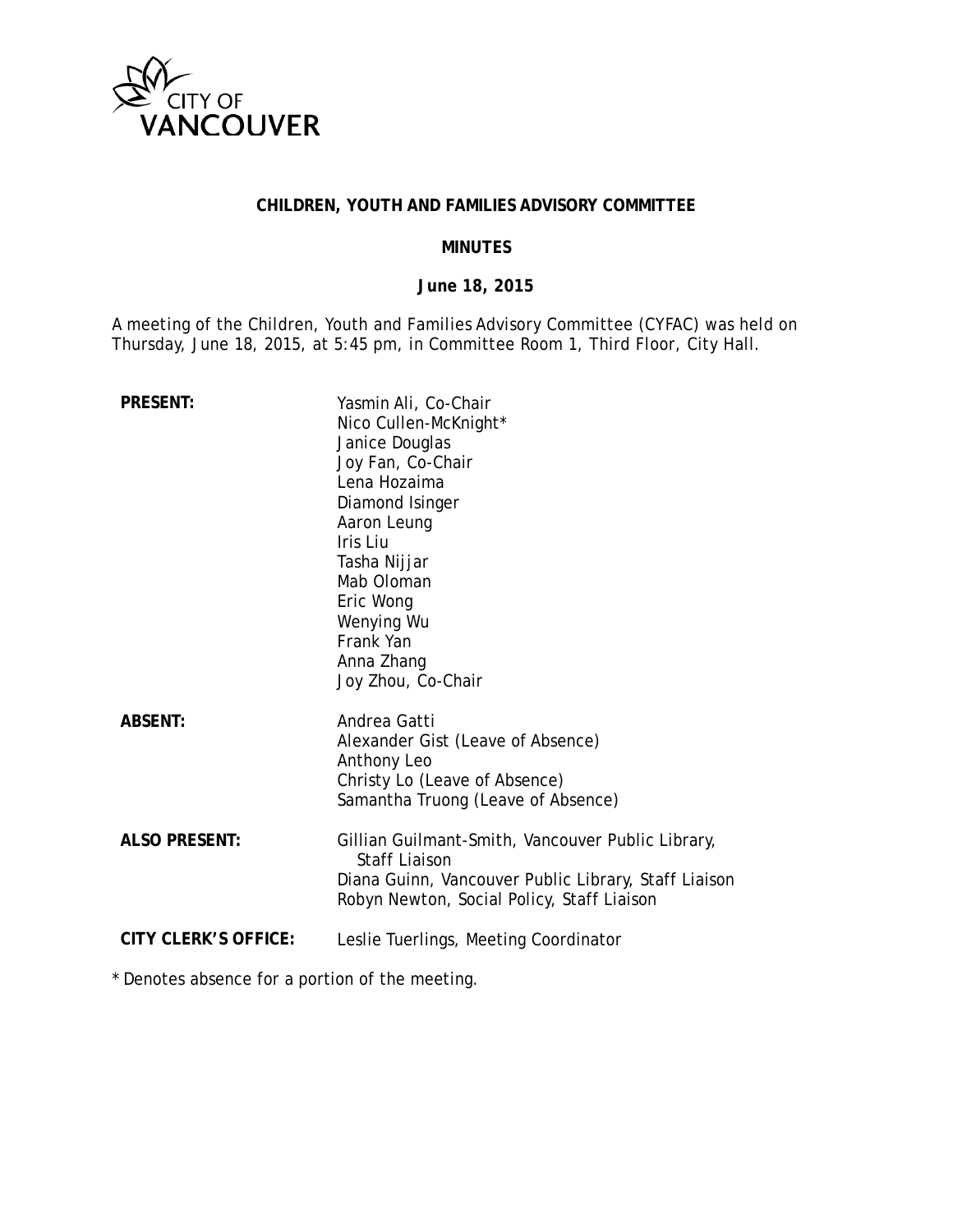CITY OF VANCOUVER

# CHILDREN, YOUTH AND FAMILIES ADVISORY COMMITTEE

## MINUTES

### June 18, 2015

A meeting of the Children, Youth and Families Advisory Committee (CYFAC) was held on Thursday, June 18, 2015, at 5:45 pm, in Committee Room 1, Third Floor, City Hall.

**PRESENT:**
Yasmin Ali, Co-Chair
Nico Cullen-McKnight*
Janice Douglas
Joy Fan, Co-Chair
Lena Hozaima
Diamond Isinger
Aaron Leung
Iris Liu
Tasha Nijjar
Mab Oloman
Eric Wong
Wenying Wu
Frank Yan
Anna Zhang
Joy Zhou, Co-Chair

**ABSENT:**
Andrea Gatti
Alexander Gist (Leave of Absence)
Anthony Leo
Christy Lo (Leave of Absence)
Samantha Truong (Leave of Absence)

**ALSO PRESENT:**
Gillian Guilmant-Smith, Vancouver Public Library, Staff Liaison
Diana Guinn, Vancouver Public Library, Staff Liaison
Robyn Newton, Social Policy, Staff Liaison

**CITY CLERK'S OFFICE:**
Leslie Tuerlings, Meeting Coordinator

* Denotes absence for a portion of the meeting.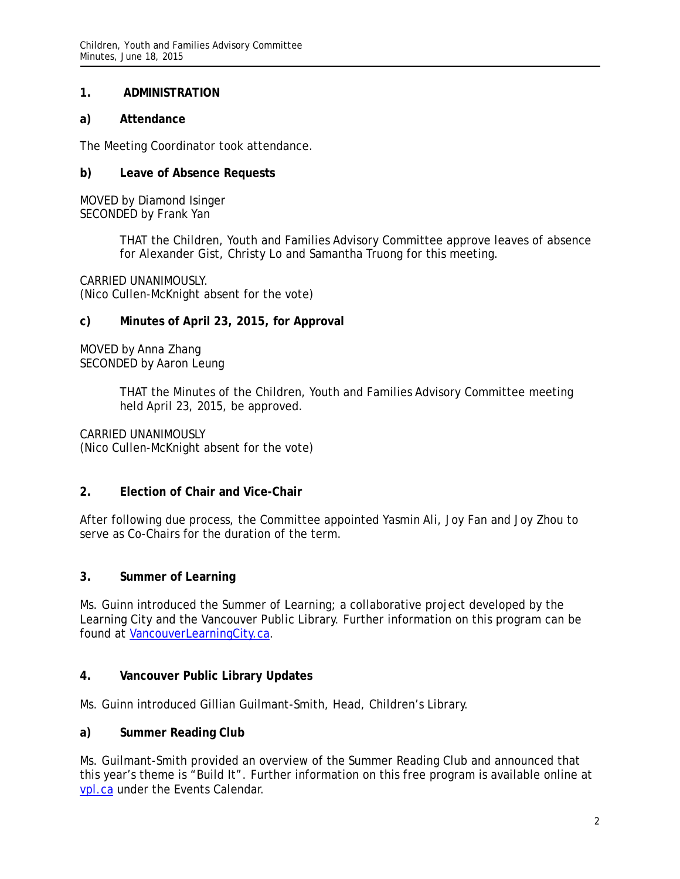## 1. ADMINISTRATION

### a) Attendance

The Meeting Coordinator took attendance.

### b) Leave of Absence Requests

MOVED by Diamond Isinger
SECONDED by Frank Yan

> THAT the Children, Youth and Families Advisory Committee approve leaves of absence for Alexander Gist, Christy Lo and Samantha Truong for this meeting.

CARRIED UNANIMOUSLY.
(Nico Cullen-McKnight absent for the vote)

### c) Minutes of April 23, 2015, for Approval

MOVED by Anna Zhang
SECONDED by Aaron Leung

> THAT the Minutes of the Children, Youth and Families Advisory Committee meeting held April 23, 2015, be approved.

CARRIED UNANIMOUSLY
(Nico Cullen-McKnight absent for the vote)

## 2. Election of Chair and Vice-Chair

After following due process, the Committee appointed Yasmin Ali, Joy Fan and Joy Zhou to serve as Co-Chairs for the duration of the term.

## 3. Summer of Learning

Ms. Guinn introduced the Summer of Learning; a collaborative project developed by the Learning City and the Vancouver Public Library. Further information on this program can be found at VancouverLearningCity.ca.

## 4. Vancouver Public Library Updates

Ms. Guinn introduced Gillian Guilmant-Smith, Head, Children's Library.

### a) Summer Reading Club

Ms. Guilmant-Smith provided an overview of the Summer Reading Club and announced that this year's theme is "Build It". Further information on this free program is available online at vpl.ca under the Events Calendar.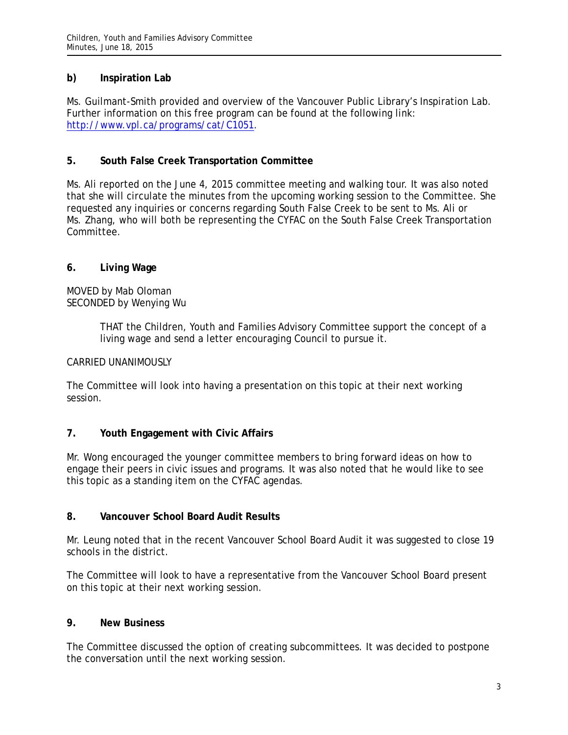### b) Inspiration Lab

Ms. Guilmant-Smith provided and overview of the Vancouver Public Library's Inspiration Lab. Further information on this free program can be found at the following link: [http://www.vpl.ca/programs/cat/C1051](http://www.vpl.ca/programs/cat/C1051).

## 5. South False Creek Transportation Committee

Ms. Ali reported on the June 4, 2015 committee meeting and walking tour. It was also noted that she will circulate the minutes from the upcoming working session to the Committee. She requested any inquiries or concerns regarding South False Creek to be sent to Ms. Ali or Ms. Zhang, who will both be representing the CYFAC on the South False Creek Transportation Committee.

## 6. Living Wage

MOVED by Mab Oloman
SECONDED by Wenying Wu

> THAT the Children, Youth and Families Advisory Committee support the concept of a living wage and send a letter encouraging Council to pursue it.

CARRIED UNANIMOUSLY

The Committee will look into having a presentation on this topic at their next working session.

## 7. Youth Engagement with Civic Affairs

Mr. Wong encouraged the younger committee members to bring forward ideas on how to engage their peers in civic issues and programs. It was also noted that he would like to see this topic as a standing item on the CYFAC agendas.

## 8. Vancouver School Board Audit Results

Mr. Leung noted that in the recent Vancouver School Board Audit it was suggested to close 19 schools in the district.

The Committee will look to have a representative from the Vancouver School Board present on this topic at their next working session.

## 9. New Business

The Committee discussed the option of creating subcommittees. It was decided to postpone the conversation until the next working session.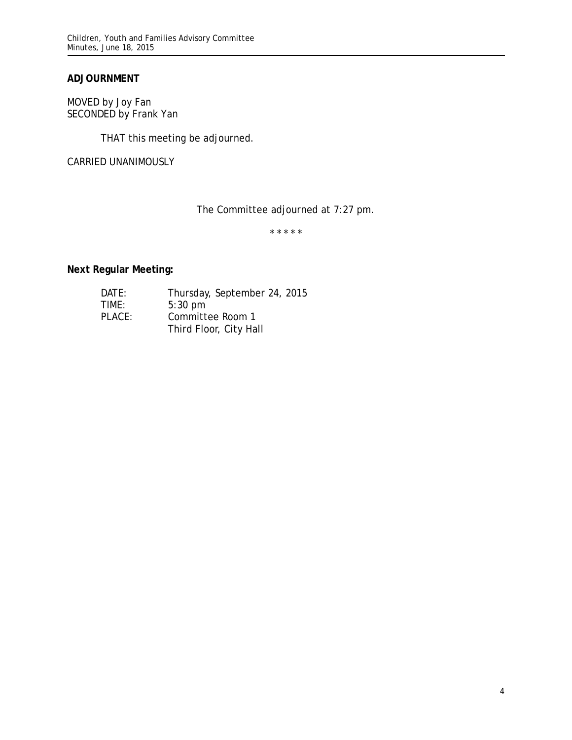**ADJOURNMENT**

MOVED by Joy Fan
SECONDED by Frank Yan

THAT this meeting be adjourned.

CARRIED UNANIMOUSLY

The Committee adjourned at 7:27 pm.

\* \* \* \* \*

**Next Regular Meeting:**

| | |
|---|---|
| DATE: | Thursday, September 24, 2015 |
| TIME: | 5:30 pm |
| PLACE: | Committee Room 1<br>Third Floor, City Hall |